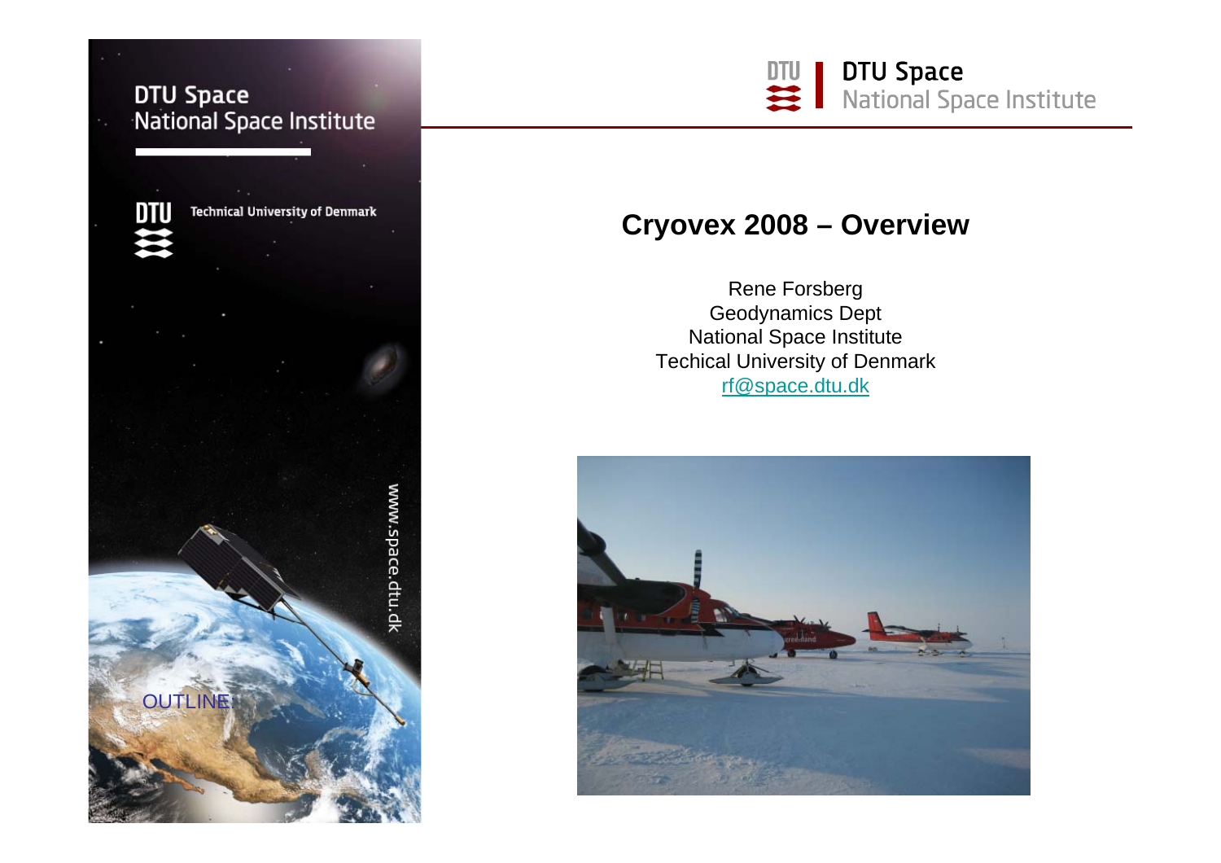DTU Space
National Space Institute

Technical University of Denmark

www.space.dtu.dk

OUTLINE:

# Cryovex 2008 – Overview

Rene Forsberg
Geodynamics Dept
National Space Institute
Techical University of Denmark
rf@space.dtu.dk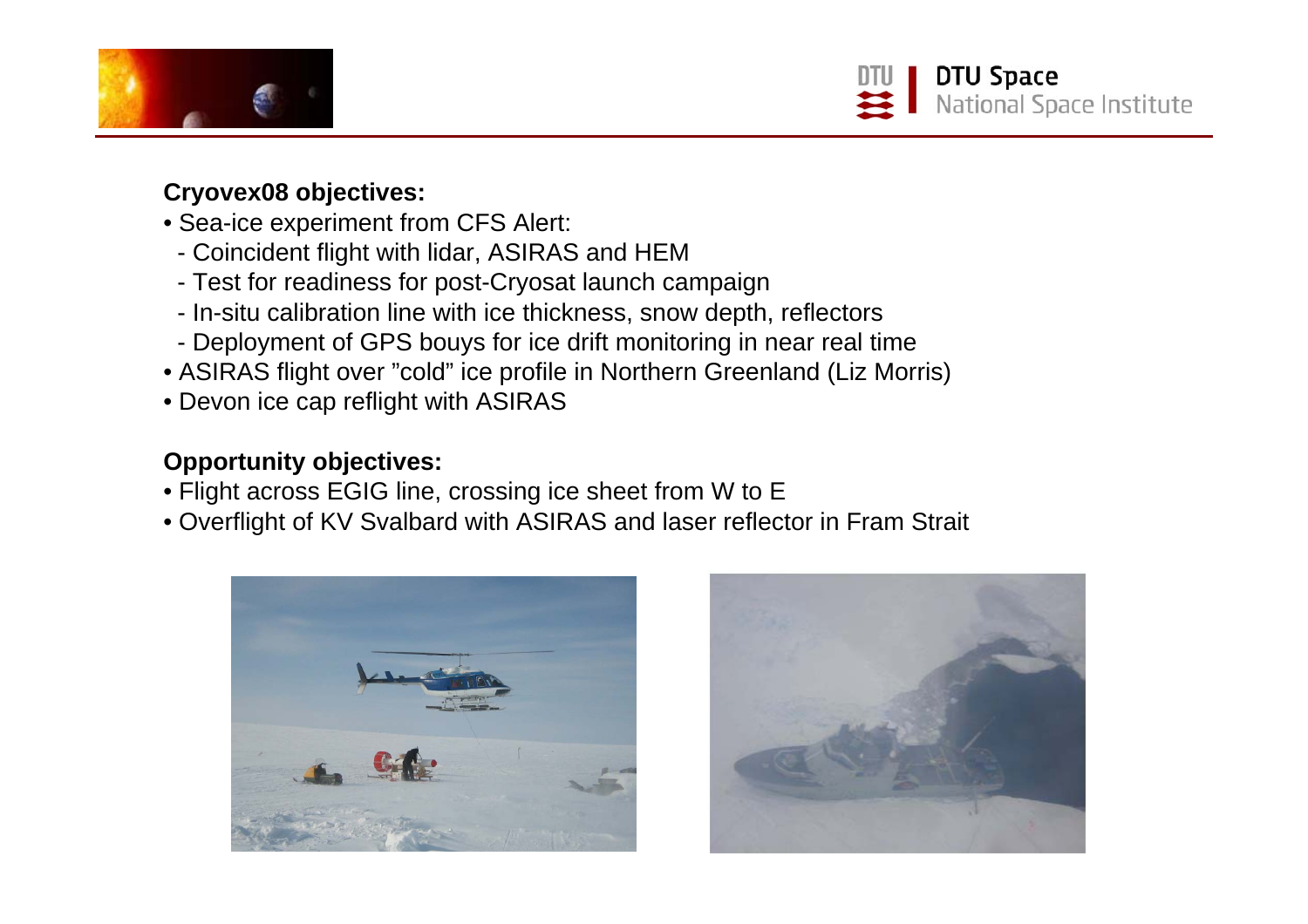**Cryovex08 objectives:**

- Sea-ice experiment from CFS Alert:
  - Coincident flight with lidar, ASIRAS and HEM
  - Test for readiness for post-Cryosat launch campaign
  - In-situ calibration line with ice thickness, snow depth, reflectors
  - Deployment of GPS bouys for ice drift monitoring in near real time
- ASIRAS flight over "cold" ice profile in Northern Greenland (Liz Morris)
- Devon ice cap reflight with ASIRAS

**Opportunity objectives:**

- Flight across EGIG line, crossing ice sheet from W to E
- Overflight of KV Svalbard with ASIRAS and laser reflector in Fram Strait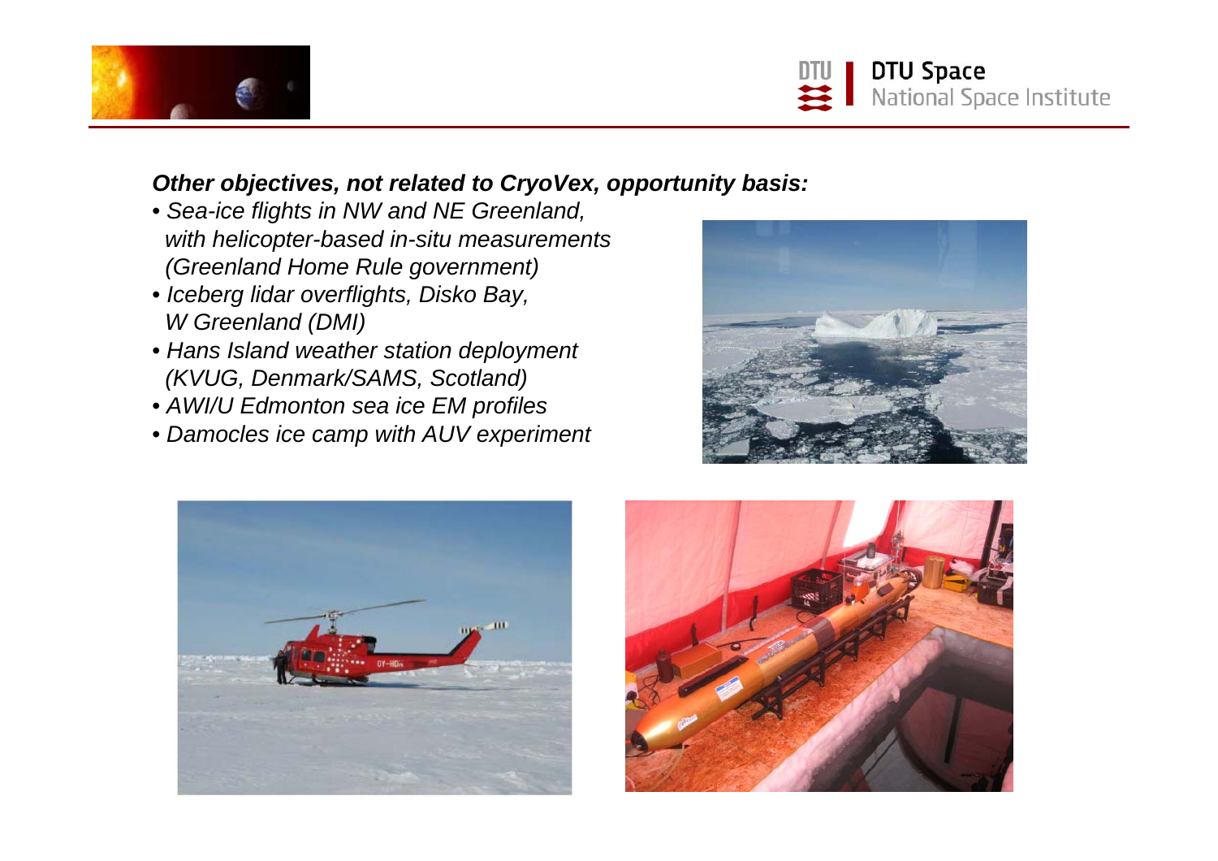***Other objectives, not related to CryoVex, opportunity basis:***

- *Sea-ice flights in NW and NE Greenland, with helicopter-based in-situ measurements (Greenland Home Rule government)*
- *Iceberg lidar overflights, Disko Bay, W Greenland (DMI)*
- *Hans Island weather station deployment (KVUG, Denmark/SAMS, Scotland)*
- *AWI/U Edmonton sea ice EM profiles*
- *Damocles ice camp with AUV experiment*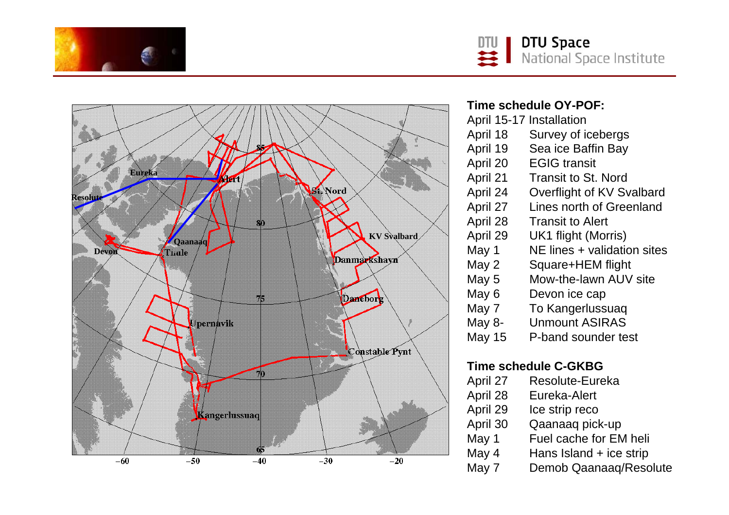**Time schedule OY-POF:**

| | |
|---|---|
| April 15-17 | Installation |
| April 18 | Survey of icebergs |
| April 19 | Sea ice Baffin Bay |
| April 20 | EGIG transit |
| April 21 | Transit to St. Nord |
| April 24 | Overflight of KV Svalbard |
| April 27 | Lines north of Greenland |
| April 28 | Transit to Alert |
| April 29 | UK1 flight (Morris) |
| May 1 | NE lines + validation sites |
| May 2 | Square+HEM flight |
| May 5 | Mow-the-lawn AUV site |
| May 6 | Devon ice cap |
| May 7 | To Kangerlussuaq |
| May 8- | Unmount ASIRAS |
| May 15 | P-band sounder test |

**Time schedule C-GKBG**

| | |
|---|---|
| April 27 | Resolute-Eureka |
| April 28 | Eureka-Alert |
| April 29 | Ice strip reco |
| April 30 | Qaanaaq pick-up |
| May 1 | Fuel cache for EM heli |
| May 4 | Hans Island + ice strip |
| May 7 | Demob Qaanaaq/Resolute |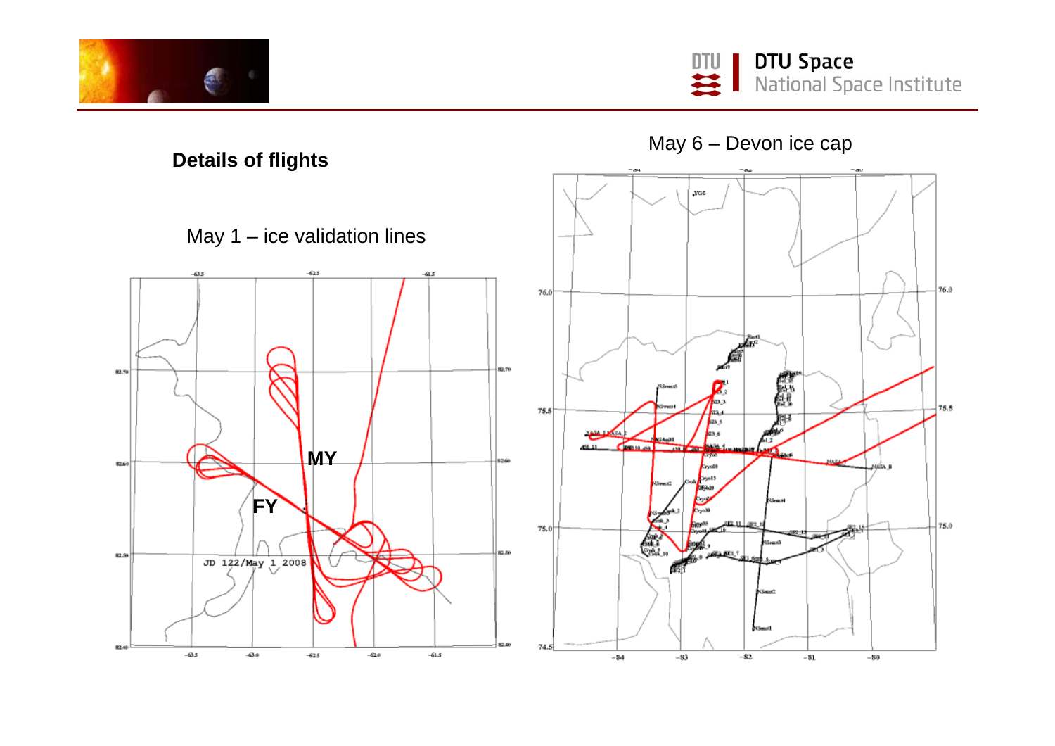## Details of flights

May 1 – ice validation lines

May 6 – Devon ice cap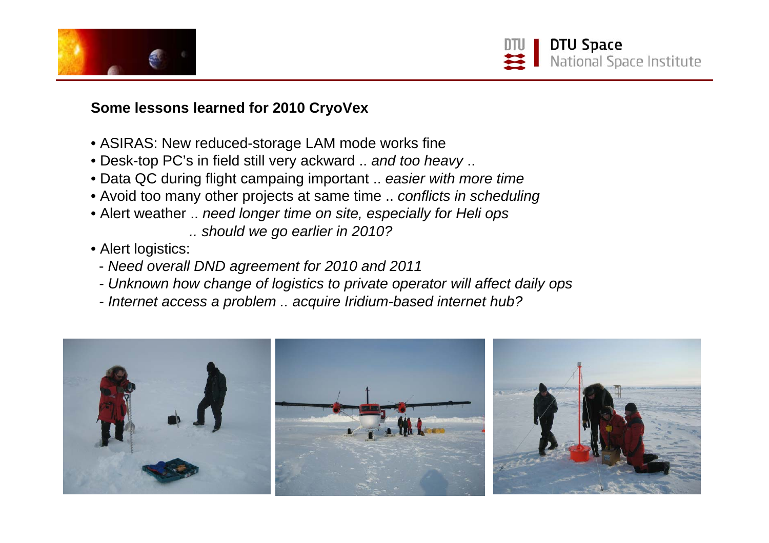**Some lessons learned for 2010 CryoVex**

- ASIRAS: New reduced-storage LAM mode works fine
- Desk-top PC's in field still very ackward .. *and too heavy* ..
- Data QC during flight campaing important .. *easier with more time*
- Avoid too many other projects at same time .. *conflicts in scheduling*
- Alert weather .. *need longer time on site, especially for Heli ops*
  *.. should we go earlier in 2010?*
- Alert logistics:
  - *Need overall DND agreement for 2010 and 2011*
  - *Unknown how change of logistics to private operator will affect daily ops*
  - *Internet access a problem .. acquire Iridium-based internet hub?*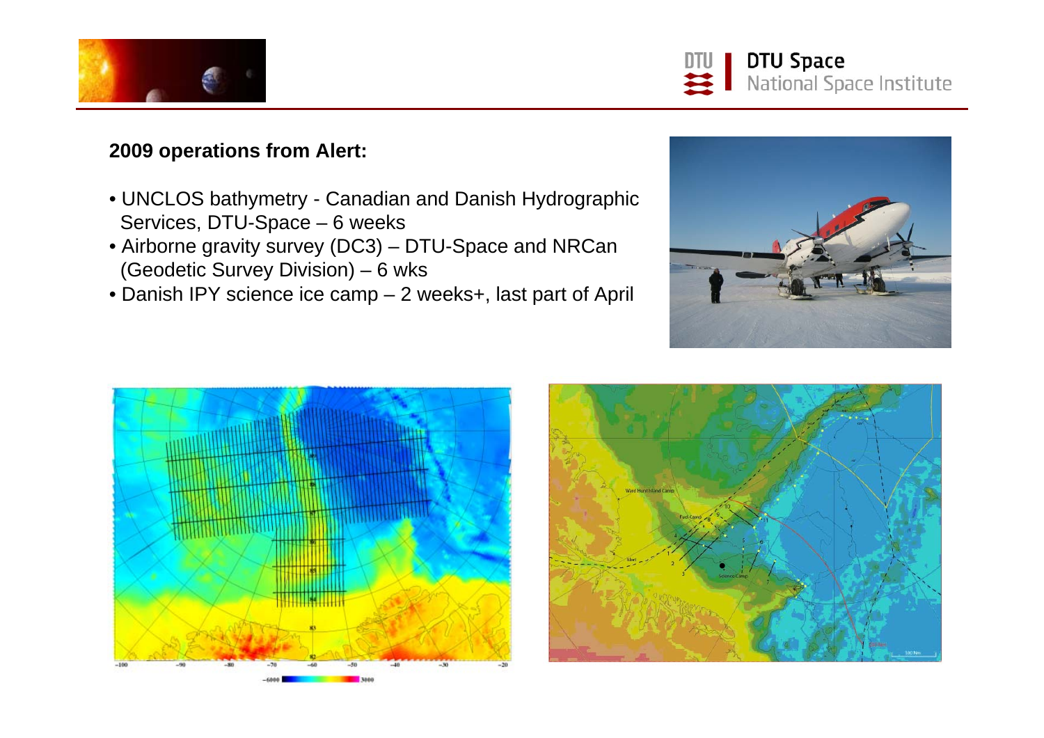**2009 operations from Alert:**

- UNCLOS bathymetry - Canadian and Danish Hydrographic Services, DTU-Space – 6 weeks
- Airborne gravity survey (DC3) – DTU-Space and NRCan (Geodetic Survey Division) – 6 wks
- Danish IPY science ice camp – 2 weeks+, last part of April